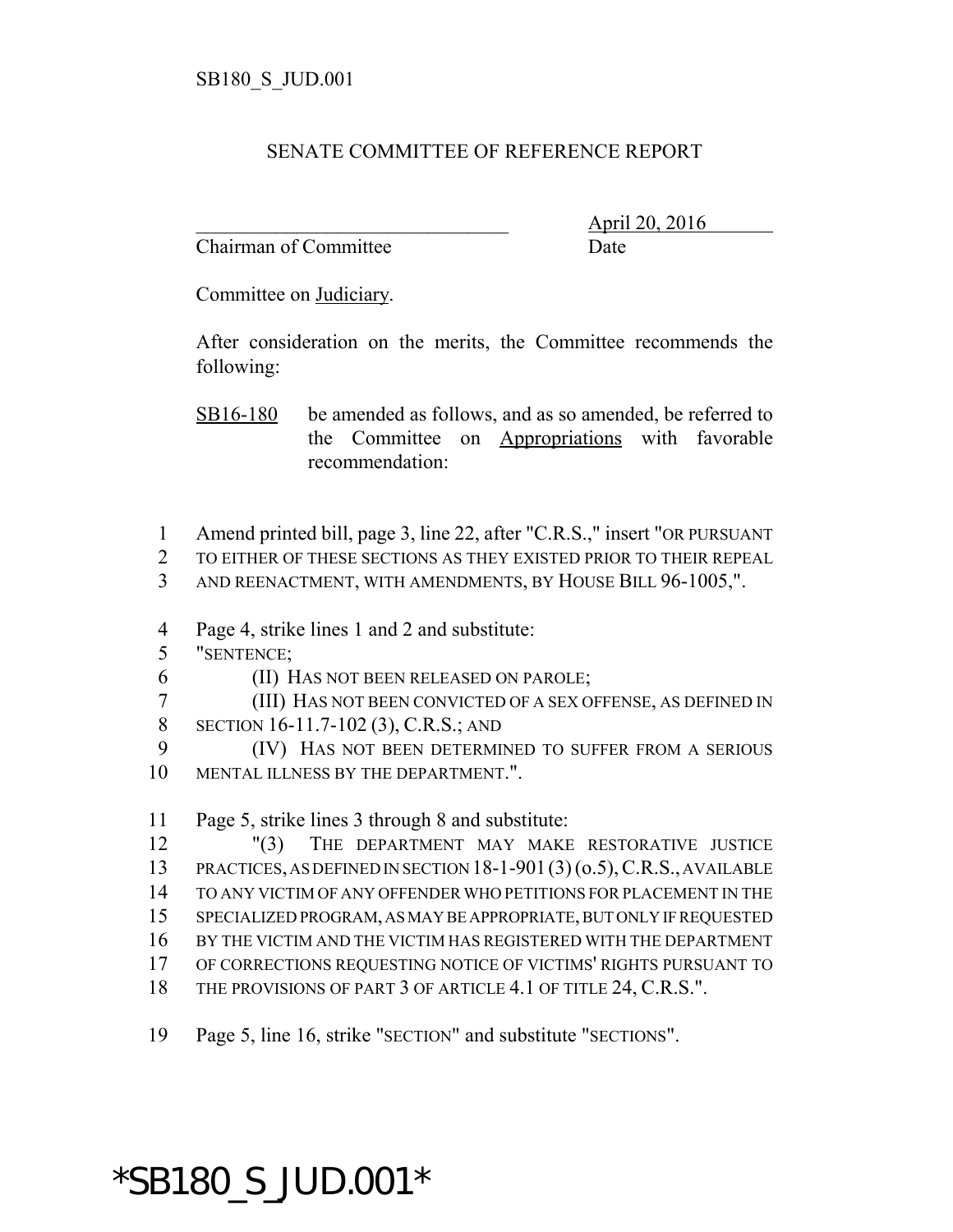SB180_S_JUD.001

SENATE COMMITTEE OF REFERENCE REPORT

________________________________ April 20, 2016
Chairman of Committee Date

Committee on Judiciary.

After consideration on the merits, the Committee recommends the following:

SB16-180 be amended as follows, and as so amended, be referred to the Committee on Appropriations with favorable recommendation:

1 Amend printed bill, page 3, line 22, after "C.R.S.," insert "OR PURSUANT
2 TO EITHER OF THESE SECTIONS AS THEY EXISTED PRIOR TO THEIR REPEAL
3 AND REENACTMENT, WITH AMENDMENTS, BY HOUSE BILL 96-1005,".

4 Page 4, strike lines 1 and 2 and substitute:
5 "SENTENCE;
6 (II) HAS NOT BEEN RELEASED ON PAROLE;
7 (III) HAS NOT BEEN CONVICTED OF A SEX OFFENSE, AS DEFINED IN
8 SECTION 16-11.7-102 (3), C.R.S.; AND
9 (IV) HAS NOT BEEN DETERMINED TO SUFFER FROM A SERIOUS
10 MENTAL ILLNESS BY THE DEPARTMENT.".

11 Page 5, strike lines 3 through 8 and substitute:
12 "(3) THE DEPARTMENT MAY MAKE RESTORATIVE JUSTICE
13 PRACTICES, AS DEFINED IN SECTION 18-1-901 (3) (o.5), C.R.S., AVAILABLE
14 TO ANY VICTIM OF ANY OFFENDER WHO PETITIONS FOR PLACEMENT IN THE
15 SPECIALIZED PROGRAM, AS MAY BE APPROPRIATE, BUT ONLY IF REQUESTED
16 BY THE VICTIM AND THE VICTIM HAS REGISTERED WITH THE DEPARTMENT
17 OF CORRECTIONS REQUESTING NOTICE OF VICTIMS' RIGHTS PURSUANT TO
18 THE PROVISIONS OF PART 3 OF ARTICLE 4.1 OF TITLE 24, C.R.S.".

19 Page 5, line 16, strike "SECTION" and substitute "SECTIONS".

*SB180_S_JUD.001*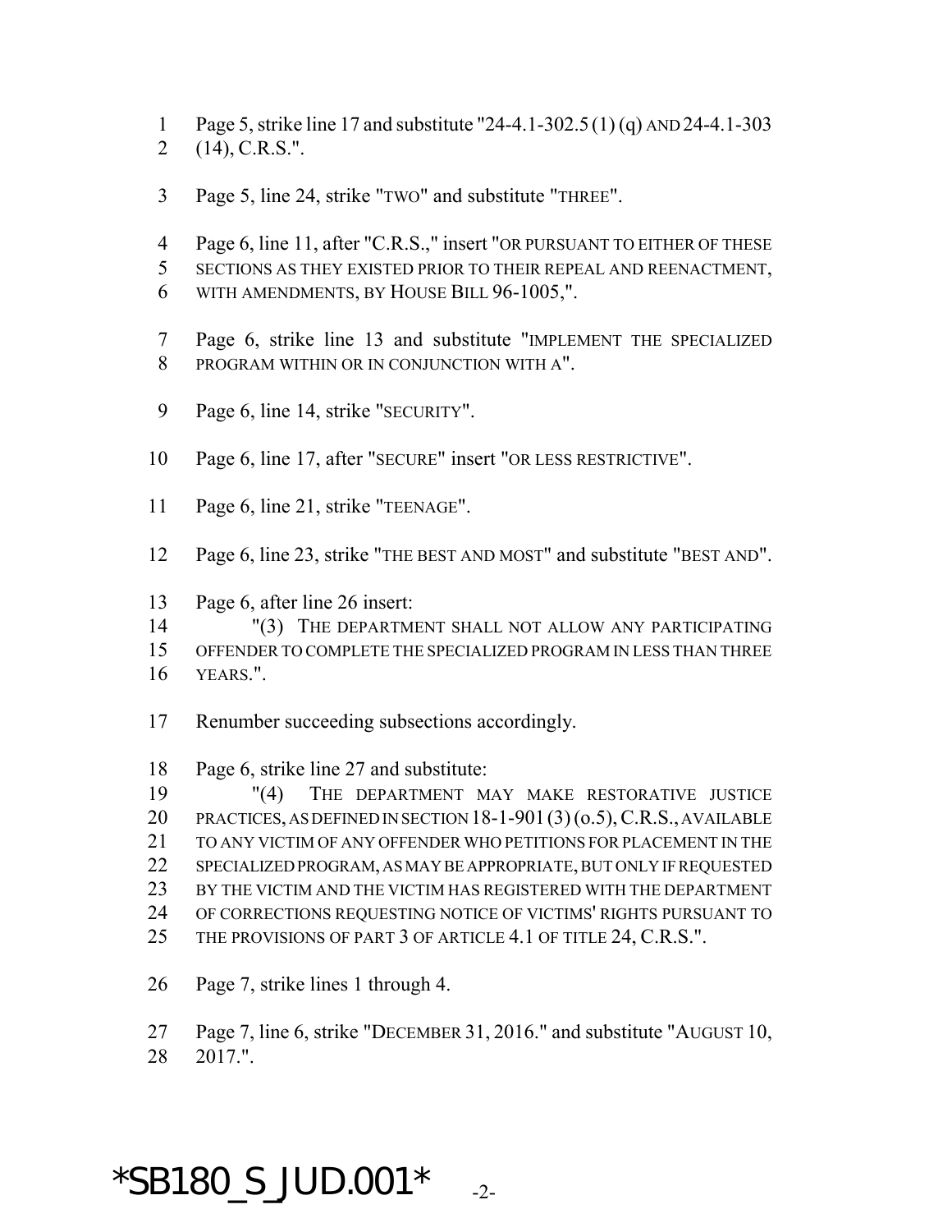Page 5, strike line 17 and substitute "24-4.1-302.5 (1) (q) AND 24-4.1-303 (14), C.R.S.".

Page 5, line 24, strike "TWO" and substitute "THREE".

Page 6, line 11, after "C.R.S.," insert "OR PURSUANT TO EITHER OF THESE SECTIONS AS THEY EXISTED PRIOR TO THEIR REPEAL AND REENACTMENT, WITH AMENDMENTS, BY HOUSE BILL 96-1005,".

Page 6, strike line 13 and substitute "IMPLEMENT THE SPECIALIZED PROGRAM WITHIN OR IN CONJUNCTION WITH A".

Page 6, line 14, strike "SECURITY".

Page 6, line 17, after "SECURE" insert "OR LESS RESTRICTIVE".

Page 6, line 21, strike "TEENAGE".

Page 6, line 23, strike "THE BEST AND MOST" and substitute "BEST AND".

Page 6, after line 26 insert:

"(3) THE DEPARTMENT SHALL NOT ALLOW ANY PARTICIPATING OFFENDER TO COMPLETE THE SPECIALIZED PROGRAM IN LESS THAN THREE YEARS.".

Renumber succeeding subsections accordingly.

Page 6, strike line 27 and substitute:

"(4) THE DEPARTMENT MAY MAKE RESTORATIVE JUSTICE PRACTICES, AS DEFINED IN SECTION 18-1-901 (3) (o.5), C.R.S., AVAILABLE TO ANY VICTIM OF ANY OFFENDER WHO PETITIONS FOR PLACEMENT IN THE SPECIALIZED PROGRAM, AS MAY BE APPROPRIATE, BUT ONLY IF REQUESTED BY THE VICTIM AND THE VICTIM HAS REGISTERED WITH THE DEPARTMENT OF CORRECTIONS REQUESTING NOTICE OF VICTIMS' RIGHTS PURSUANT TO THE PROVISIONS OF PART 3 OF ARTICLE 4.1 OF TITLE 24, C.R.S.".

Page 7, strike lines 1 through 4.

Page 7, line 6, strike "DECEMBER 31, 2016." and substitute "AUGUST 10, 2017.".

*SB180_S_JUD.001*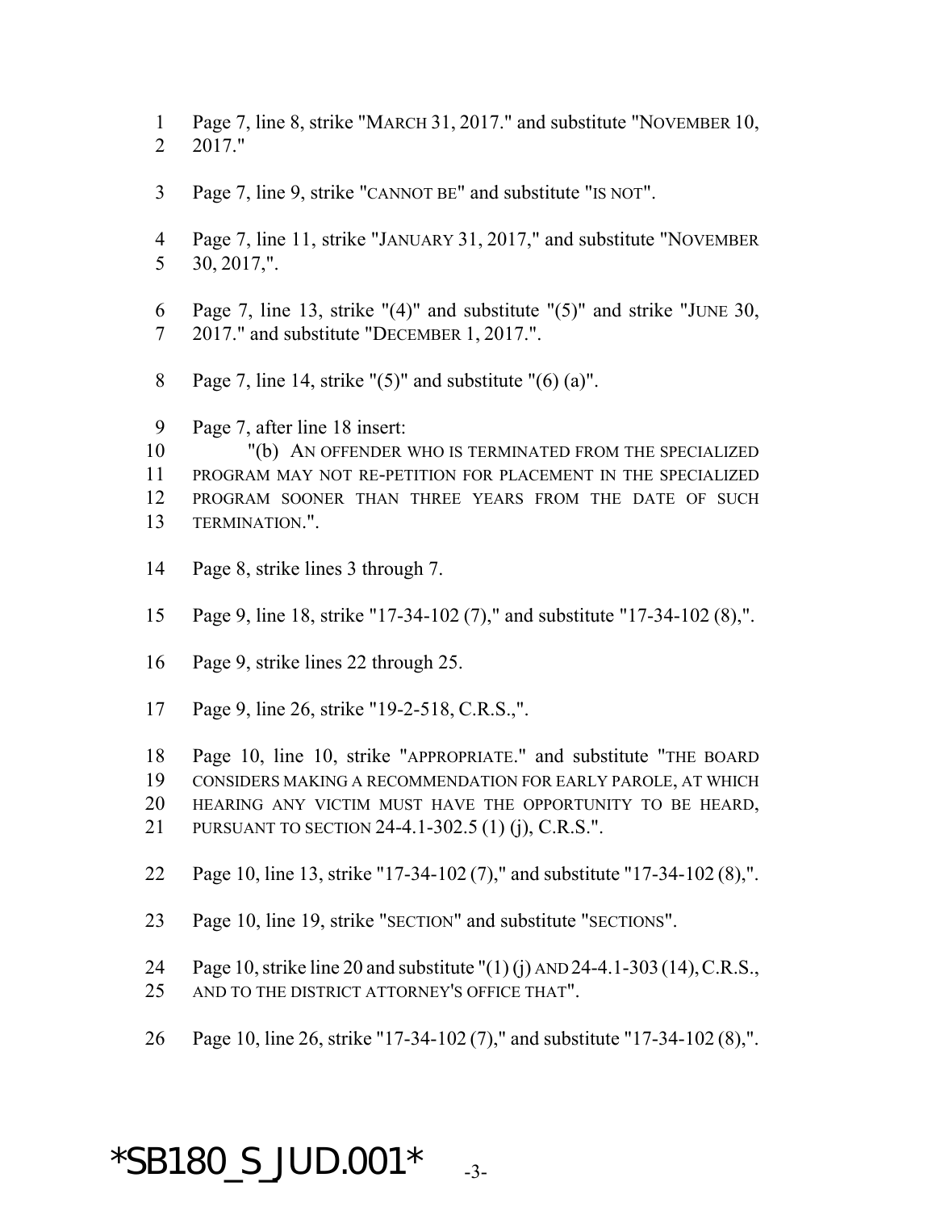Page 7, line 8, strike "MARCH 31, 2017." and substitute "NOVEMBER 10, 2017."

Page 7, line 9, strike "CANNOT BE" and substitute "IS NOT".

Page 7, line 11, strike "JANUARY 31, 2017," and substitute "NOVEMBER 30, 2017,".

Page 7, line 13, strike "(4)" and substitute "(5)" and strike "JUNE 30, 2017." and substitute "DECEMBER 1, 2017.".

Page 7, line 14, strike "(5)" and substitute "(6) (a)".

Page 7, after line 18 insert:

"(b) AN OFFENDER WHO IS TERMINATED FROM THE SPECIALIZED PROGRAM MAY NOT RE-PETITION FOR PLACEMENT IN THE SPECIALIZED PROGRAM SOONER THAN THREE YEARS FROM THE DATE OF SUCH TERMINATION.".

Page 8, strike lines 3 through 7.

Page 9, line 18, strike "17-34-102 (7)," and substitute "17-34-102 (8),".

Page 9, strike lines 22 through 25.

Page 9, line 26, strike "19-2-518, C.R.S.,".

Page 10, line 10, strike "APPROPRIATE." and substitute "THE BOARD CONSIDERS MAKING A RECOMMENDATION FOR EARLY PAROLE, AT WHICH HEARING ANY VICTIM MUST HAVE THE OPPORTUNITY TO BE HEARD, PURSUANT TO SECTION 24-4.1-302.5 (1) (j), C.R.S.".

Page 10, line 13, strike "17-34-102 (7)," and substitute "17-34-102 (8),".

Page 10, line 19, strike "SECTION" and substitute "SECTIONS".

Page 10, strike line 20 and substitute "(1) (j) AND 24-4.1-303 (14), C.R.S., AND TO THE DISTRICT ATTORNEY'S OFFICE THAT".

Page 10, line 26, strike "17-34-102 (7)," and substitute "17-34-102 (8),".

*SB180_S_JUD.001*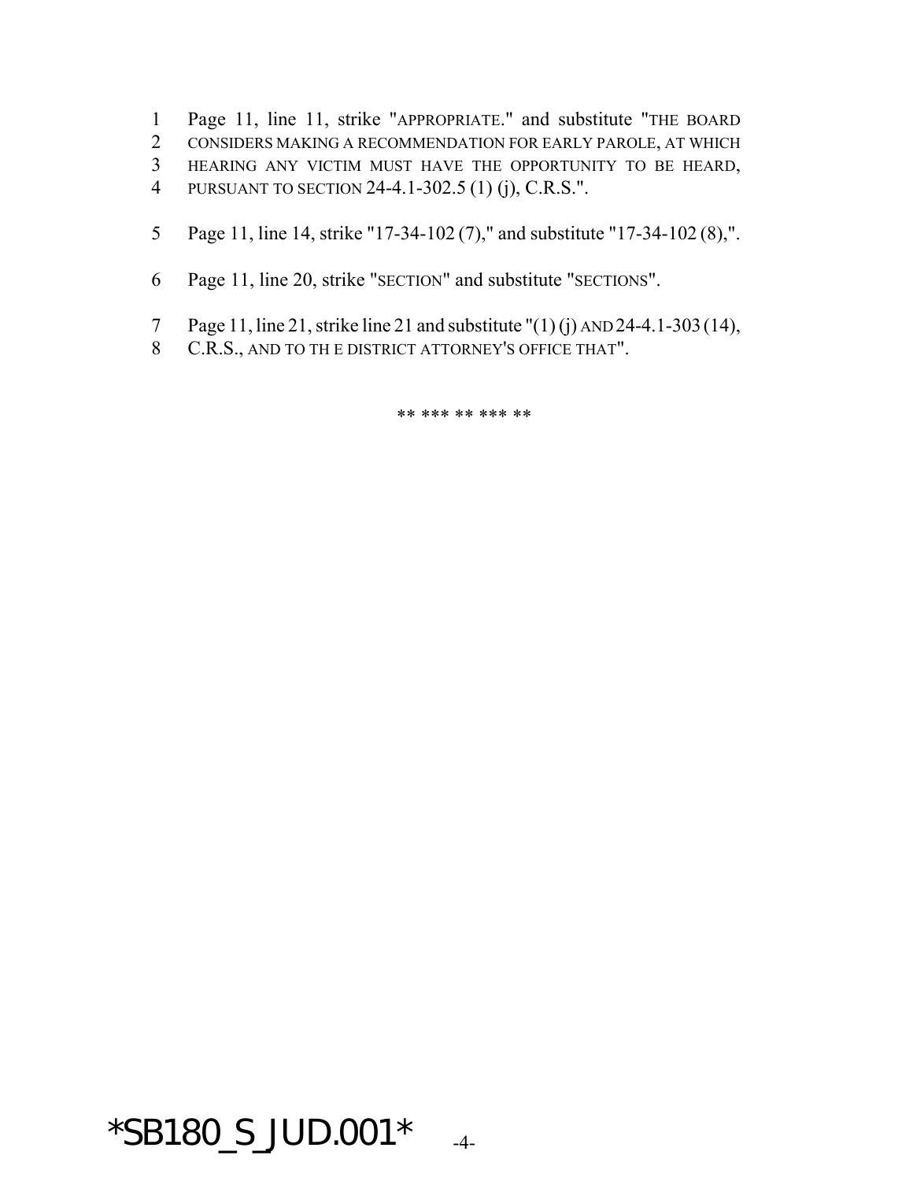1 Page 11, line 11, strike "APPROPRIATE." and substitute "THE BOARD
2 CONSIDERS MAKING A RECOMMENDATION FOR EARLY PAROLE, AT WHICH
3 HEARING ANY VICTIM MUST HAVE THE OPPORTUNITY TO BE HEARD,
4 PURSUANT TO SECTION 24-4.1-302.5 (1) (j), C.R.S.".

5 Page 11, line 14, strike "17-34-102 (7)," and substitute "17-34-102 (8),".

6 Page 11, line 20, strike "SECTION" and substitute "SECTIONS".

7 Page 11, line 21, strike line 21 and substitute "(1) (j) AND 24-4.1-303 (14),
8 C.R.S., AND TO TH E DISTRICT ATTORNEY'S OFFICE THAT".

** *** ** *** **

*SB180_S_JUD.001*